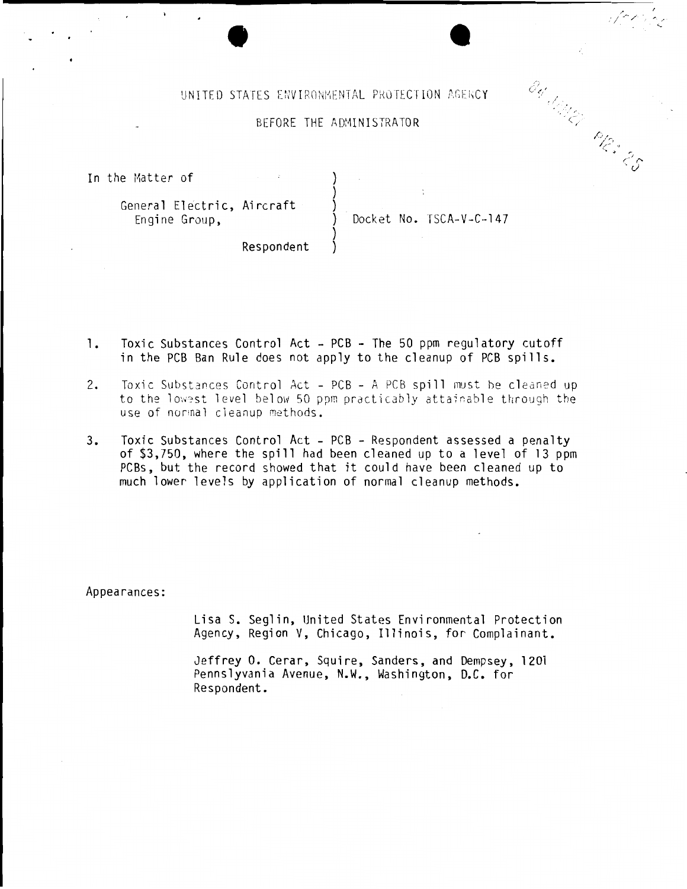UNITED STATES ENVIRONMENTAL PROTECTION AGENCY

BEFORE THE ADMINISTRATOR

In the Matter of

General Electric, Aircraft Engine Group,

Respondent

Docket No. TSCA-V-C-147

1. Toxic Substances Control Act - PCB - The 50 ppm regulatory cutoff in the PCB Ban Rule does not apply to the cleanup of PCB spills.

2. Toxic Substances Control Act - PCB - A PCB spill must be cleaned up to the lowest level below 50 ppm practicably attainable through the use of normal cleanup methods.

3. Toxic Substances Control Act - PCB - Respondent assessed a penalty of $3,750, where the spill had been cleaned up to a level of 13 ppm PCBs, but the record showed that it could have been cleaned up to much lower levels by application of normal cleanup methods.

Appearances:

Lisa S. Seglin, United States Environmental Protection Agency, Region V, Chicago, Illinois, for Complainant.

Jeffrey O. Cerar, Squire, Sanders, and Dempsey, 1201 Pennslyvania Avenue, N.W., Washington, D.C. for Respondent.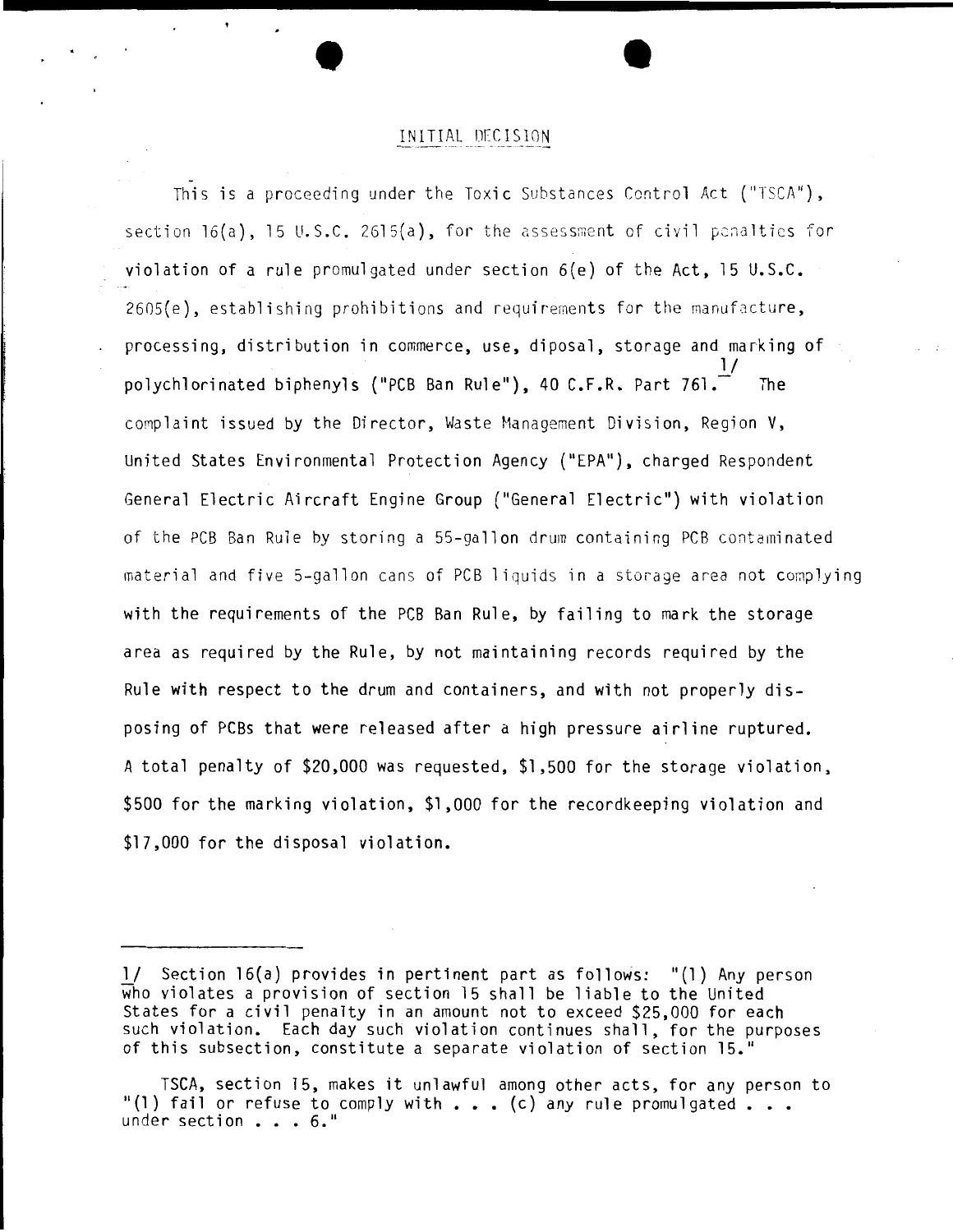## INITIAL DECISION

This is a proceeding under the Toxic Substances Control Act ("TSCA"), section 16(a), 15 U.S.C. 2615(a), for the assessment of civil penalties for violation of a rule promulgated under section 6(e) of the Act, 15 U.S.C. 2605(e), establishing prohibitions and requirements for the manufacture, processing, distribution in commerce, use, diposal, storage and marking of polychlorinated biphenyls ("PCB Ban Rule"), 40 C.F.R. Part 761.[1/] The complaint issued by the Director, Waste Management Division, Region V, United States Environmental Protection Agency ("EPA"), charged Respondent General Electric Aircraft Engine Group ("General Electric") with violation of the PCB Ban Rule by storing a 55-gallon drum containing PCB contaminated material and five 5-gallon cans of PCB liquids in a storage area not complying with the requirements of the PCB Ban Rule, by failing to mark the storage area as required by the Rule, by not maintaining records required by the Rule with respect to the drum and containers, and with not properly disposing of PCBs that were released after a high pressure airline ruptured. A total penalty of $20,000 was requested, $1,500 for the storage violation, $500 for the marking violation, $1,000 for the recordkeeping violation and $17,000 for the disposal violation.

---

1/ Section 16(a) provides in pertinent part as follows: "(1) Any person who violates a provision of section 15 shall be liable to the United States for a civil penalty in an amount not to exceed $25,000 for each such violation. Each day such violation continues shall, for the purposes of this subsection, constitute a separate violation of section 15."

TSCA, section 15, makes it unlawful among other acts, for any person to "(1) fail or refuse to comply with . . . (c) any rule promulgated . . . under section . . . 6."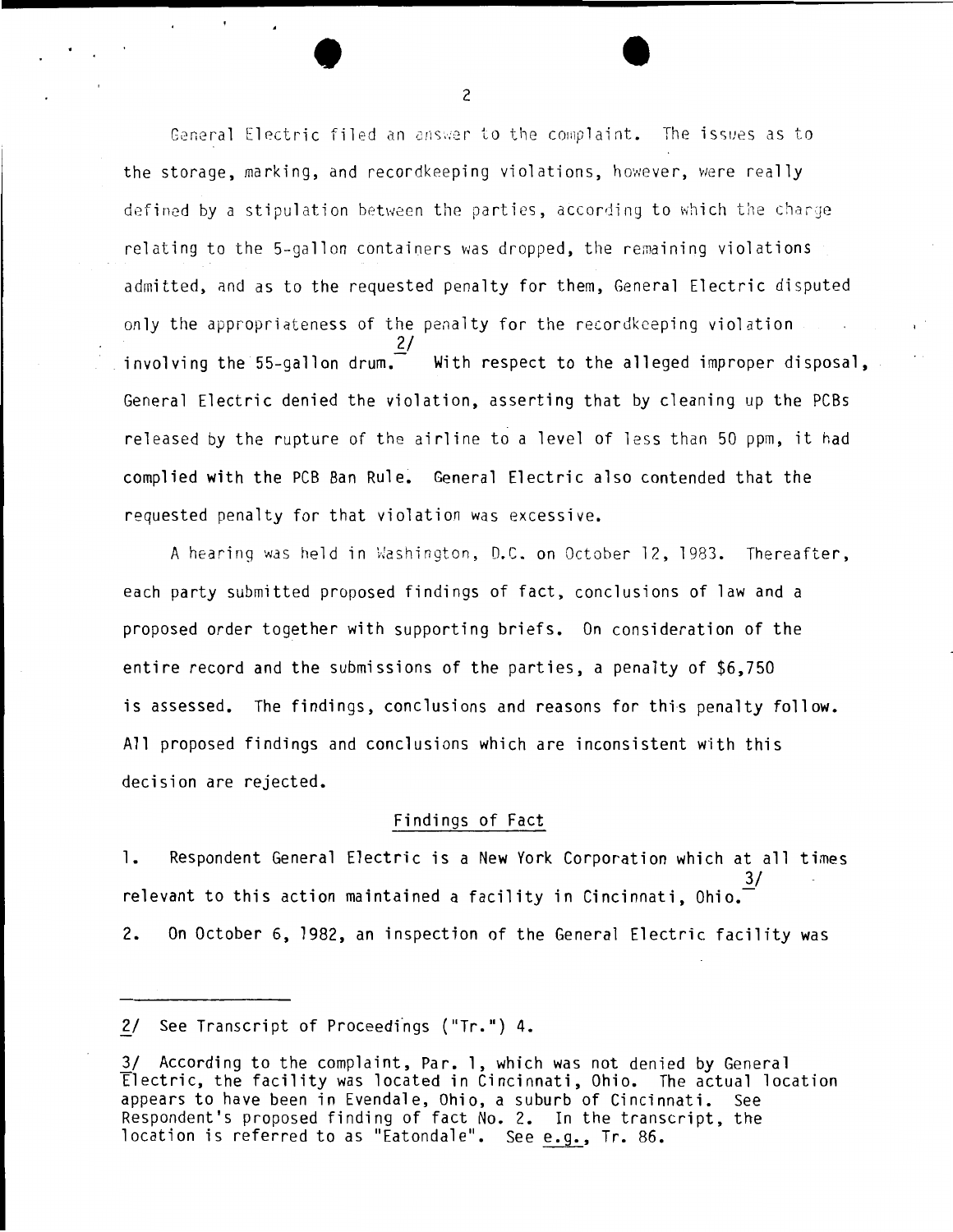General Electric filed an answer to the complaint. The issues as to the storage, marking, and recordkeeping violations, however, were really defined by a stipulation between the parties, according to which the charge relating to the 5-gallon containers was dropped, the remaining violations admitted, and as to the requested penalty for them, General Electric disputed only the appropriateness of the penalty for the recordkeeping violation involving the 55-gallon drum.[2/] With respect to the alleged improper disposal, General Electric denied the violation, asserting that by cleaning up the PCBs released by the rupture of the airline to a level of less than 50 ppm, it had complied with the PCB Ban Rule. General Electric also contended that the requested penalty for that violation was excessive.

A hearing was held in Washington, D.C. on October 12, 1983. Thereafter, each party submitted proposed findings of fact, conclusions of law and a proposed order together with supporting briefs. On consideration of the entire record and the submissions of the parties, a penalty of $6,750 is assessed. The findings, conclusions and reasons for this penalty follow. All proposed findings and conclusions which are inconsistent with this decision are rejected.

## Findings of Fact

1. Respondent General Electric is a New York Corporation which at all times relevant to this action maintained a facility in Cincinnati, Ohio.[3/]

2. On October 6, 1982, an inspection of the General Electric facility was

---

2/ See Transcript of Proceedings ("Tr.") 4.

3/ According to the complaint, Par. 1, which was not denied by General Electric, the facility was located in Cincinnati, Ohio. The actual location appears to have been in Evendale, Ohio, a suburb of Cincinnati. See Respondent's proposed finding of fact No. 2. In the transcript, the location is referred to as "Eatondale". See _e.g.,_ Tr. 86.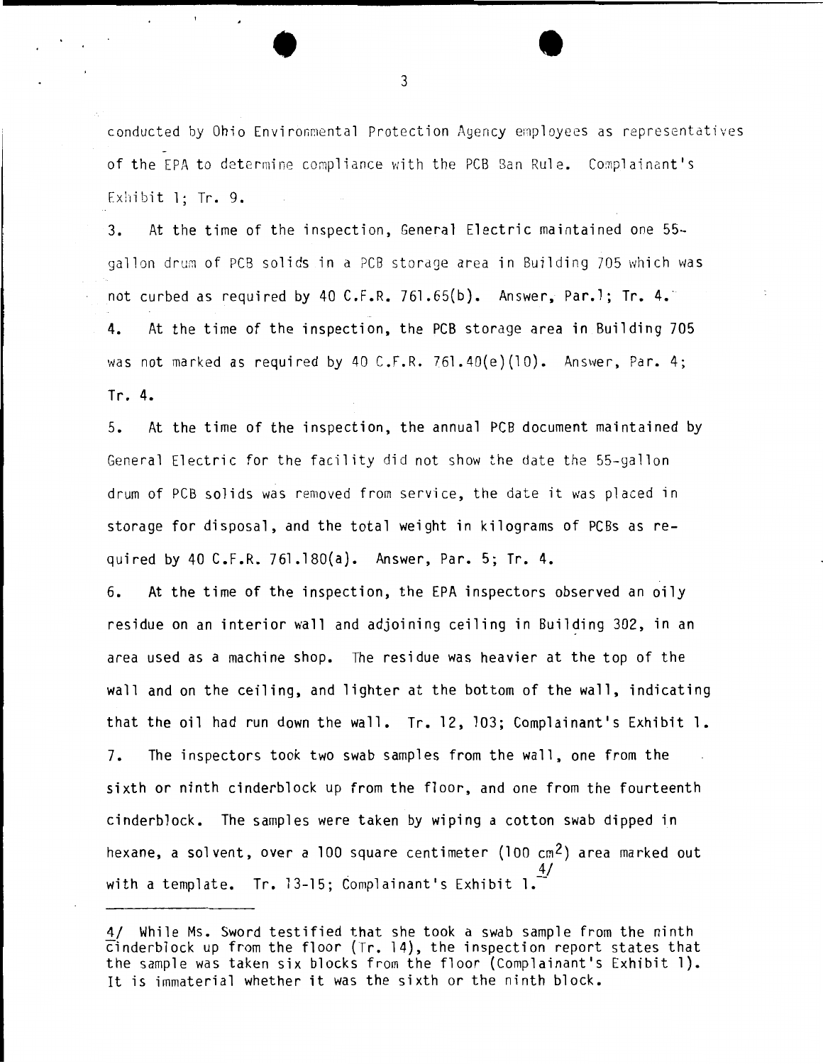conducted by Ohio Environmental Protection Agency employees as representatives of the EPA to determine compliance with the PCB Ban Rule. Complainant's Exhibit 1; Tr. 9.

3. At the time of the inspection, General Electric maintained one 55-gallon drum of PCB solids in a PCB storage area in Building 705 which was not curbed as required by 40 C.F.R. 761.65(b). Answer, Par.1; Tr. 4.

4. At the time of the inspection, the PCB storage area in Building 705 was not marked as required by 40 C.F.R. 761.40(e)(10). Answer, Par. 4; Tr. 4.

5. At the time of the inspection, the annual PCB document maintained by General Electric for the facility did not show the date the 55-gallon drum of PCB solids was removed from service, the date it was placed in storage for disposal, and the total weight in kilograms of PCBs as required by 40 C.F.R. 761.180(a). Answer, Par. 5; Tr. 4.

6. At the time of the inspection, the EPA inspectors observed an oily residue on an interior wall and adjoining ceiling in Building 302, in an area used as a machine shop. The residue was heavier at the top of the wall and on the ceiling, and lighter at the bottom of the wall, indicating that the oil had run down the wall. Tr. 12, 103; Complainant's Exhibit 1.

7. The inspectors took two swab samples from the wall, one from the sixth or ninth cinderblock up from the floor, and one from the fourteenth cinderblock. The samples were taken by wiping a cotton swab dipped in hexane, a solvent, over a 100 square centimeter (100 $cm^2$) area marked out with a template. Tr. 13-15; Complainant's Exhibit 1.[4/]

---

4/ While Ms. Sword testified that she took a swab sample from the ninth cinderblock up from the floor (Tr. 14), the inspection report states that the sample was taken six blocks from the floor (Complainant's Exhibit 1). It is immaterial whether it was the sixth or the ninth block.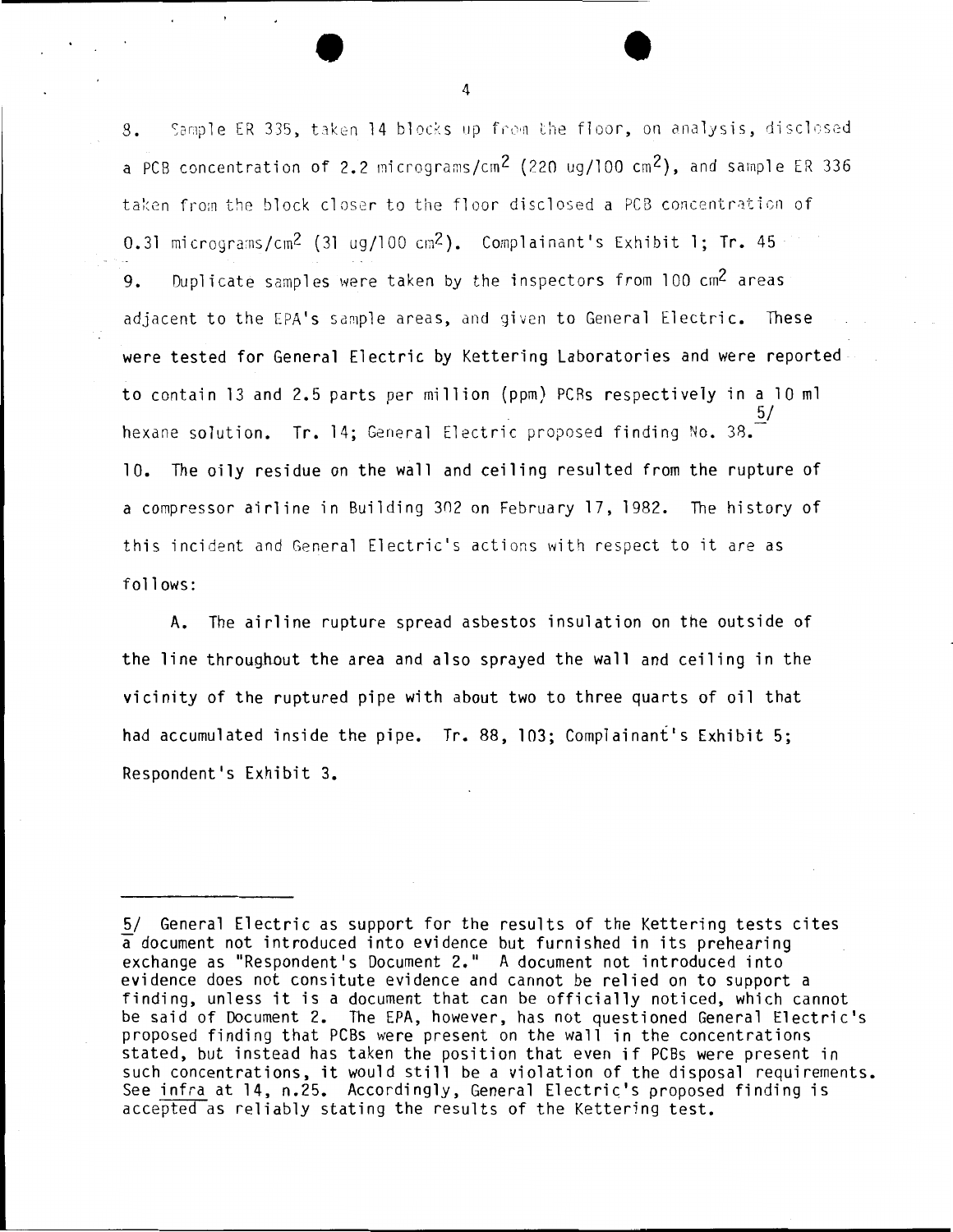8. Sample ER 335, taken 14 blocks up from the floor, on analysis, disclosed a PCB concentration of 2.2 micrograms/$cm^2$ (220 ug/100 $cm^2$), and sample ER 336 taken from the block closer to the floor disclosed a PCB concentration of 0.31 micrograms/$cm^2$ (31 ug/100 $cm^2$). Complainant's Exhibit 1; Tr. 45

9. Duplicate samples were taken by the inspectors from 100 $cm^2$ areas adjacent to the EPA's sample areas, and given to General Electric. These were tested for General Electric by Kettering Laboratories and were reported to contain 13 and 2.5 parts per million (ppm) PCBs respectively in a 10 ml hexane solution. Tr. 14; General Electric proposed finding No. 38.[5/]

10. The oily residue on the wall and ceiling resulted from the rupture of a compressor airline in Building 302 on February 17, 1982. The history of this incident and General Electric's actions with respect to it are as follows:

A. The airline rupture spread asbestos insulation on the outside of the line throughout the area and also sprayed the wall and ceiling in the vicinity of the ruptured pipe with about two to three quarts of oil that had accumulated inside the pipe. Tr. 88, 103; Complainant's Exhibit 5; Respondent's Exhibit 3.

---

5/ General Electric as support for the results of the Kettering tests cites a document not introduced into evidence but furnished in its prehearing exchange as "Respondent's Document 2." A document not introduced into evidence does not consitute evidence and cannot be relied on to support a finding, unless it is a document that can be officially noticed, which cannot be said of Document 2. The EPA, however, has not questioned General Electric's proposed finding that PCBs were present on the wall in the concentrations stated, but instead has taken the position that even if PCBs were present in such concentrations, it would still be a violation of the disposal requirements. See *infra* at 14, n.25. Accordingly, General Electric's proposed finding is accepted as reliably stating the results of the Kettering test.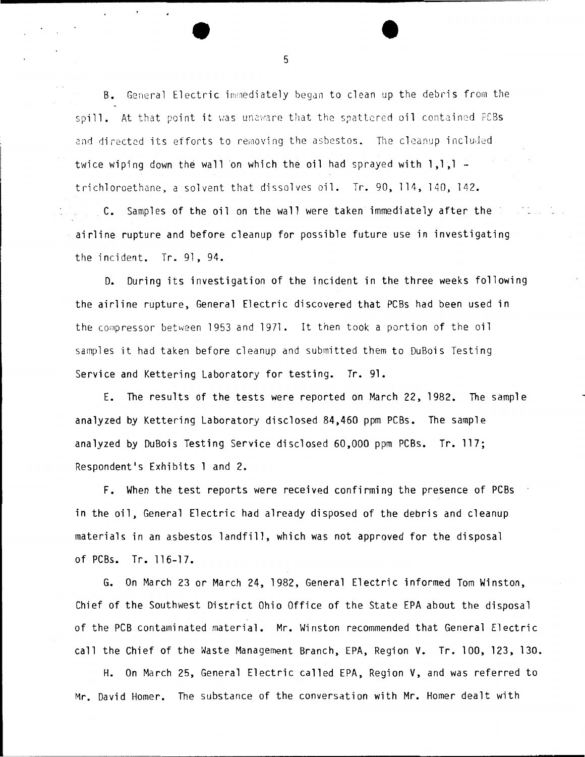B. General Electric immediately began to clean up the debris from the spill. At that point it was unaware that the spattered oil contained PCBs and directed its efforts to removing the asbestos. The cleanup included twice wiping down the wall on which the oil had sprayed with 1,1,1 - trichloroethane, a solvent that dissolves oil. Tr. 90, 114, 140, 142.

C. Samples of the oil on the wall were taken immediately after the airline rupture and before cleanup for possible future use in investigating the incident. Tr. 91, 94.

D. During its investigation of the incident in the three weeks following the airline rupture, General Electric discovered that PCBs had been used in the compressor between 1953 and 1971. It then took a portion of the oil samples it had taken before cleanup and submitted them to DuBois Testing Service and Kettering Laboratory for testing. Tr. 91.

E. The results of the tests were reported on March 22, 1982. The sample analyzed by Kettering Laboratory disclosed 84,460 ppm PCBs. The sample analyzed by DuBois Testing Service disclosed 60,000 ppm PCBs. Tr. 117; Respondent's Exhibits 1 and 2.

F. When the test reports were received confirming the presence of PCBs in the oil, General Electric had already disposed of the debris and cleanup materials in an asbestos landfill, which was not approved for the disposal of PCBs. Tr. 116-17.

G. On March 23 or March 24, 1982, General Electric informed Tom Winston, Chief of the Southwest District Ohio Office of the State EPA about the disposal of the PCB contaminated material. Mr. Winston recommended that General Electric call the Chief of the Waste Management Branch, EPA, Region V. Tr. 100, 123, 130.

H. On March 25, General Electric called EPA, Region V, and was referred to Mr. David Homer. The substance of the conversation with Mr. Homer dealt with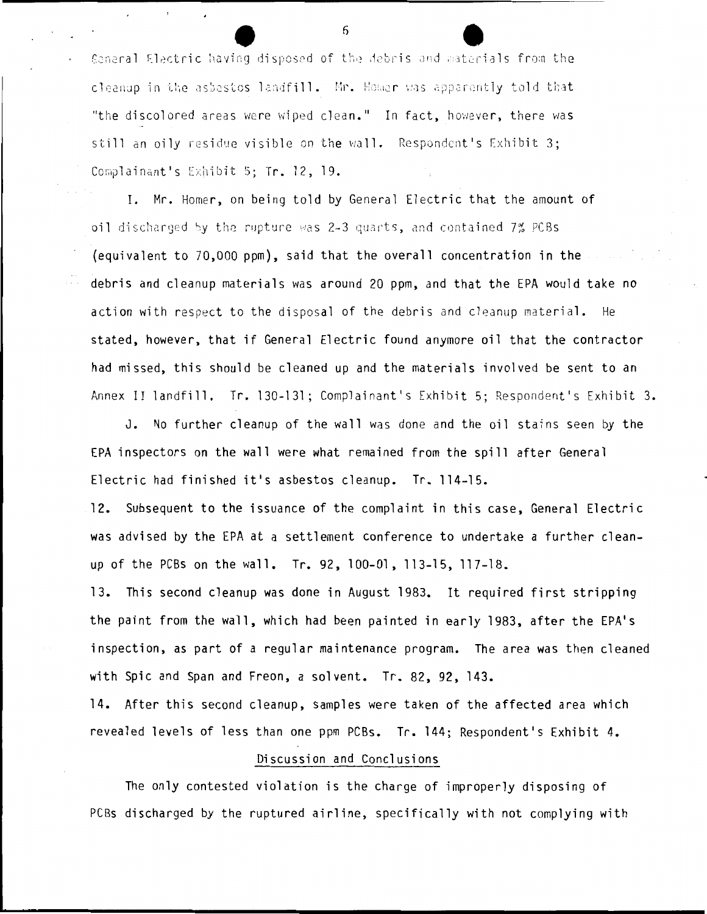General Electric having disposed of the debris and materials from the cleanup in the asbestos landfill. Mr. Homer was apparently told that "the discolored areas were wiped clean." In fact, however, there was still an oily residue visible on the wall. Respondent's Exhibit 3; Complainant's Exhibit 5; Tr. 12, 19.

I. Mr. Homer, on being told by General Electric that the amount of oil discharged by the rupture was 2-3 quarts, and contained 7% PCBs (equivalent to 70,000 ppm), said that the overall concentration in the debris and cleanup materials was around 20 ppm, and that the EPA would take no action with respect to the disposal of the debris and cleanup material. He stated, however, that if General Electric found anymore oil that the contractor had missed, this should be cleaned up and the materials involved be sent to an Annex II landfill. Tr. 130-131; Complainant's Exhibit 5; Respondent's Exhibit 3.

J. No further cleanup of the wall was done and the oil stains seen by the EPA inspectors on the wall were what remained from the spill after General Electric had finished it's asbestos cleanup. Tr. 114-15.

12. Subsequent to the issuance of the complaint in this case, General Electric was advised by the EPA at a settlement conference to undertake a further cleanup of the PCBs on the wall. Tr. 92, 100-01, 113-15, 117-18.

13. This second cleanup was done in August 1983. It required first stripping the paint from the wall, which had been painted in early 1983, after the EPA's inspection, as part of a regular maintenance program. The area was then cleaned with Spic and Span and Freon, a solvent. Tr. 82, 92, 143.

14. After this second cleanup, samples were taken of the affected area which revealed levels of less than one ppm PCBs. Tr. 144; Respondent's Exhibit 4.

## Discussion and Conclusions

The only contested violation is the charge of improperly disposing of PCBs discharged by the ruptured airline, specifically with not complying with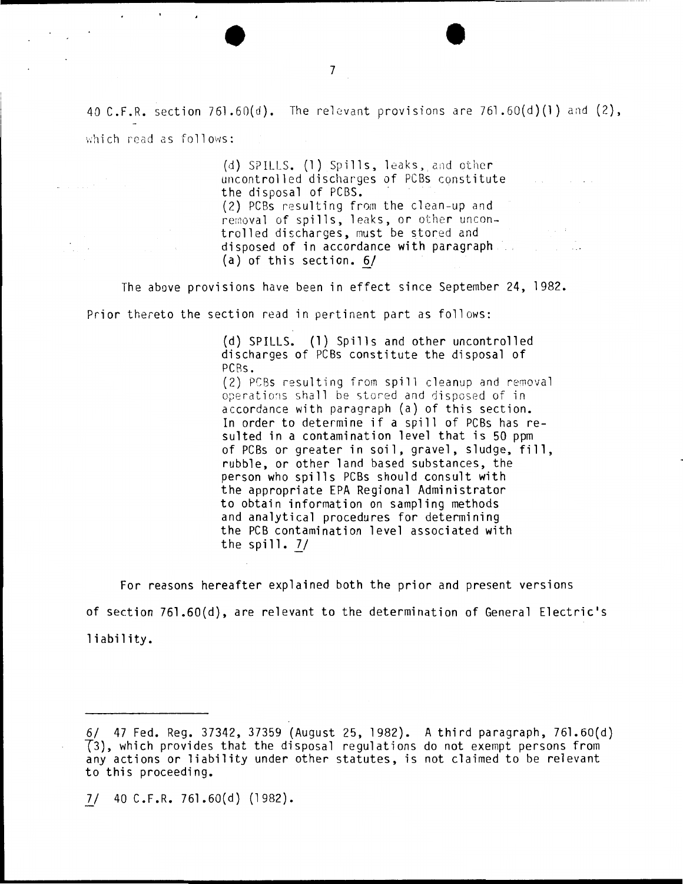40 C.F.R. section 761.60(d). The relevant provisions are 761.60(d)(1) and (2), which read as follows:

> (d) SPILLS. (1) Spills, leaks, and other uncontrolled discharges of PCBs constitute the disposal of PCBS.
> (2) PCBs resulting from the clean-up and removal of spills, leaks, or other uncontrolled discharges, must be stored and disposed of in accordance with paragraph (a) of this section. 6/

The above provisions have been in effect since September 24, 1982.

Prior thereto the section read in pertinent part as follows:

> (d) SPILLS. (1) Spills and other uncontrolled discharges of PCBs constitute the disposal of PCBs.
> (2) PCBs resulting from spill cleanup and removal operations shall be stored and disposed of in accordance with paragraph (a) of this section. In order to determine if a spill of PCBs has resulted in a contamination level that is 50 ppm of PCBs or greater in soil, gravel, sludge, fill, rubble, or other land based substances, the person who spills PCBs should consult with the appropriate EPA Regional Administrator to obtain information on sampling methods and analytical procedures for determining the PCB contamination level associated with the spill. 7/

For reasons hereafter explained both the prior and present versions of section 761.60(d), are relevant to the determination of General Electric's liability.

---

6/ 47 Fed. Reg. 37342, 37359 (August 25, 1982). A third paragraph, 761.60(d)(3), which provides that the disposal regulations do not exempt persons from any actions or liability under other statutes, is not claimed to be relevant to this proceeding.

7/ 40 C.F.R. 761.60(d) (1982).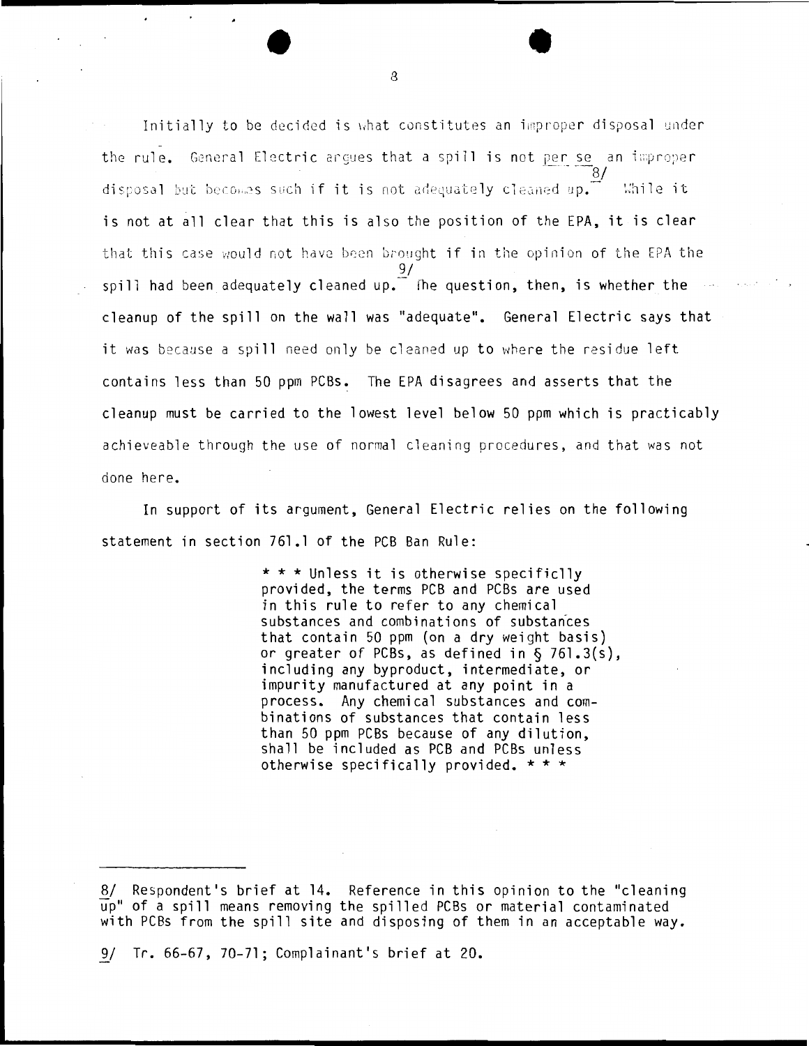Initially to be decided is what constitutes an improper disposal under the rule. General Electric argues that a spill is not *per se* an improper disposal but becomes such if it is not adequately cleaned up.[8/] While it is not at all clear that this is also the position of the EPA, it is clear that this case would not have been brought if in the opinion of the EPA the spill had been adequately cleaned up.[9/] The question, then, is whether the cleanup of the spill on the wall was "adequate". General Electric says that it was because a spill need only be cleaned up to where the residue left contains less than 50 ppm PCBs. The EPA disagrees and asserts that the cleanup must be carried to the lowest level below 50 ppm which is practicably achieveable through the use of normal cleaning procedures, and that was not done here.

In support of its argument, General Electric relies on the following statement in section 761.1 of the PCB Ban Rule:

> * * * Unless it is otherwise specificlly provided, the terms PCB and PCBs are used in this rule to refer to any chemical substances and combinations of substances that contain 50 ppm (on a dry weight basis) or greater of PCBs, as defined in § 761.3(s), including any byproduct, intermediate, or impurity manufactured at any point in a process. Any chemical substances and combinations of substances that contain less than 50 ppm PCBs because of any dilution, shall be included as PCB and PCBs unless otherwise specifically provided. * * *

---

8/ Respondent's brief at 14. Reference in this opinion to the "cleaning up" of a spill means removing the spilled PCBs or material contaminated with PCBs from the spill site and disposing of them in an acceptable way.

9/ Tr. 66-67, 70-71; Complainant's brief at 20.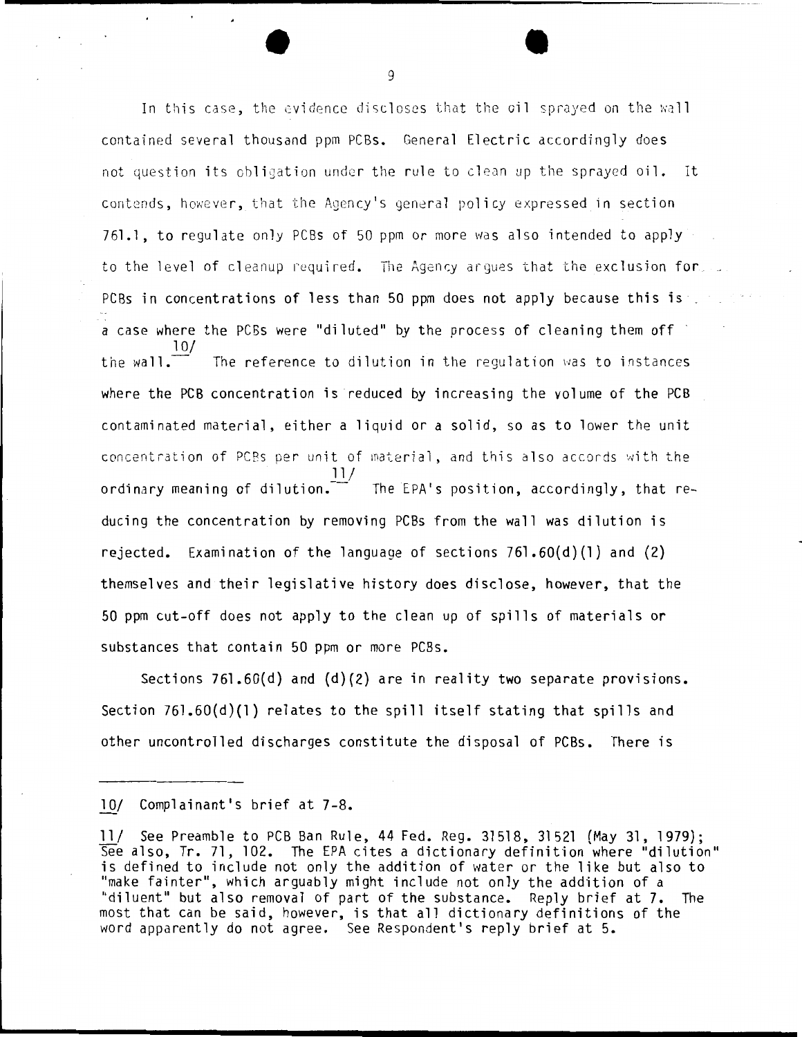In this case, the evidence discloses that the oil sprayed on the wall contained several thousand ppm PCBs. General Electric accordingly does not question its obligation under the rule to clean up the sprayed oil. It contends, however, that the Agency's general policy expressed in section 761.1, to regulate only PCBs of 50 ppm or more was also intended to apply to the level of cleanup required. The Agency argues that the exclusion for PCBs in concentrations of less than 50 ppm does not apply because this is a case where the PCBs were "diluted" by the process of cleaning them off the wall.[10/] The reference to dilution in the regulation was to instances where the PCB concentration is reduced by increasing the volume of the PCB contaminated material, either a liquid or a solid, so as to lower the unit concentration of PCBs per unit of material, and this also accords with the ordinary meaning of dilution.[11/] The EPA's position, accordingly, that reducing the concentration by removing PCBs from the wall was dilution is rejected. Examination of the language of sections 761.60(d)(1) and (2) themselves and their legislative history does disclose, however, that the 50 ppm cut-off does not apply to the clean up of spills of materials or substances that contain 50 ppm or more PCBs.

Sections 761.60(d) and (d)(2) are in reality two separate provisions. Section 761.60(d)(1) relates to the spill itself stating that spills and other uncontrolled discharges constitute the disposal of PCBs. There is

---

10/ Complainant's brief at 7-8.

11/ See Preamble to PCB Ban Rule, 44 Fed. Reg. 31518, 31521 (May 31, 1979); See also, Tr. 71, 102. The EPA cites a dictionary definition where "dilution" is defined to include not only the addition of water or the like but also to "make fainter", which arguably might include not only the addition of a "diluent" but also removal of part of the substance. Reply brief at 7. The most that can be said, however, is that all dictionary definitions of the word apparently do not agree. See Respondent's reply brief at 5.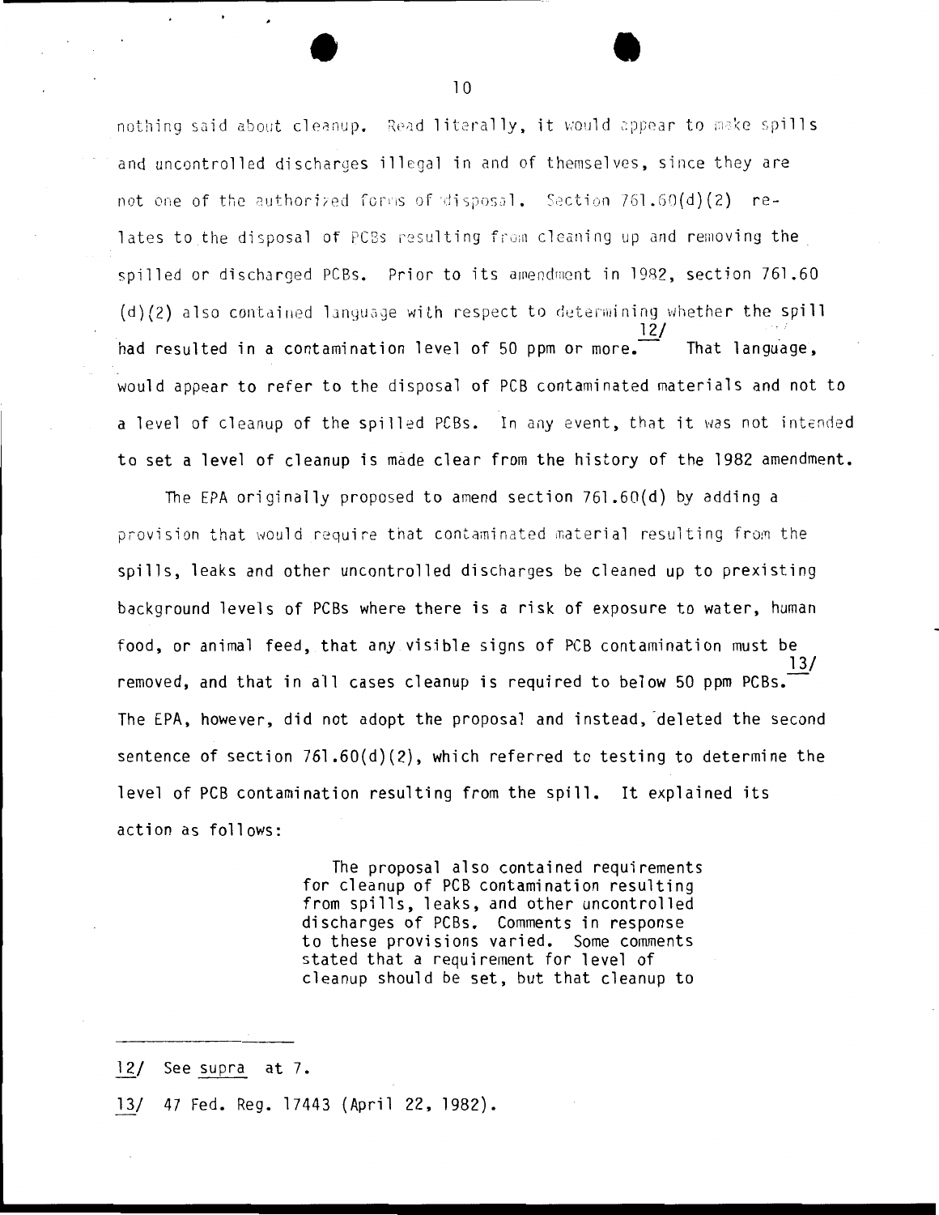nothing said about cleanup. Read literally, it would appear to make spills and uncontrolled discharges illegal in and of themselves, since they are not one of the authorized forms of disposal. Section 761.60(d)(2) relates to the disposal of PCBs resulting from cleaning up and removing the spilled or discharged PCBs. Prior to its amendment in 1982, section 761.60 (d)(2) also contained language with respect to determining whether the spill had resulted in a contamination level of 50 ppm or more.[12/] That language, would appear to refer to the disposal of PCB contaminated materials and not to a level of cleanup of the spilled PCBs. In any event, that it was not intended to set a level of cleanup is made clear from the history of the 1982 amendment.

The EPA originally proposed to amend section 761.60(d) by adding a provision that would require that contaminated material resulting from the spills, leaks and other uncontrolled discharges be cleaned up to prexisting background levels of PCBs where there is a risk of exposure to water, human food, or animal feed, that any visible signs of PCB contamination must be removed, and that in all cases cleanup is required to below 50 ppm PCBs.[13/] The EPA, however, did not adopt the proposal and instead, deleted the second sentence of section 761.60(d)(2), which referred to testing to determine the level of PCB contamination resulting from the spill. It explained its action as follows:

> The proposal also contained requirements for cleanup of PCB contamination resulting from spills, leaks, and other uncontrolled discharges of PCBs. Comments in response to these provisions varied. Some comments stated that a requirement for level of cleanup should be set, but that cleanup to

---

12/ See supra at 7.

13/ 47 Fed. Reg. 17443 (April 22, 1982).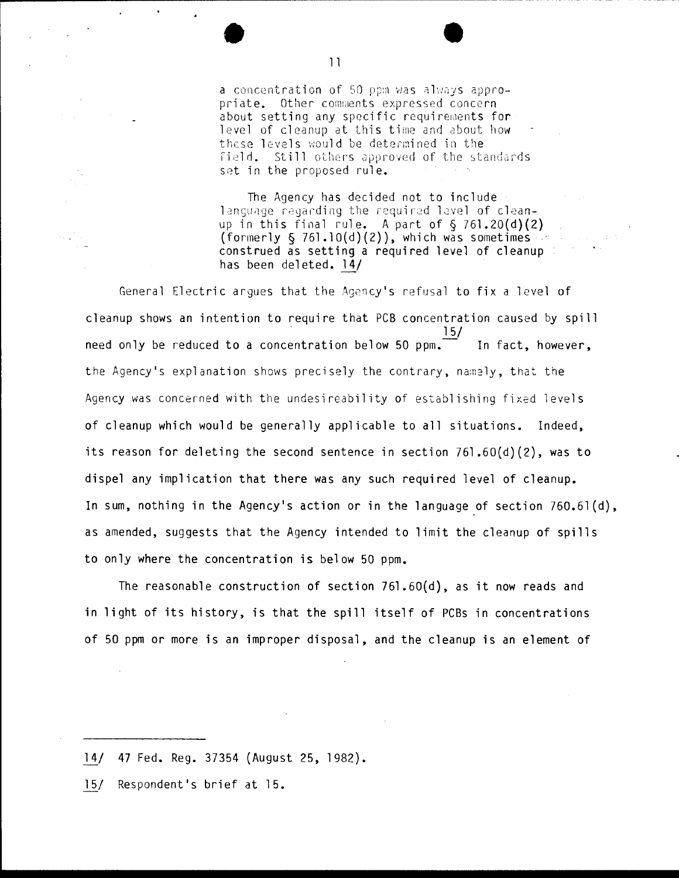> a concentration of 50 ppm was always appropriate. Other comments expressed concern about setting any specific requirements for level of cleanup at this time and about how these levels would be determined in the field. Still others approved of the standards set in the proposed rule.
>
> The Agency has decided not to include language regarding the required level of cleanup in this final rule. A part of § 761.20(d)(2) (formerly § 761.10(d)(2)), which was sometimes construed as setting a required level of cleanup has been deleted. 14/

General Electric argues that the Agency's refusal to fix a level of cleanup shows an intention to require that PCB concentration caused by spill need only be reduced to a concentration below 50 ppm. 15/ In fact, however, the Agency's explanation shows precisely the contrary, namely, that the Agency was concerned with the undesireability of establishing fixed levels of cleanup which would be generally applicable to all situations. Indeed, its reason for deleting the second sentence in section 761.60(d)(2), was to dispel any implication that there was any such required level of cleanup. In sum, nothing in the Agency's action or in the language of section 760.61(d), as amended, suggests that the Agency intended to limit the cleanup of spills to only where the concentration is below 50 ppm.

The reasonable construction of section 761.60(d), as it now reads and in light of its history, is that the spill itself of PCBs in concentrations of 50 ppm or more is an improper disposal, and the cleanup is an element of

---

14/ 47 Fed. Reg. 37354 (August 25, 1982).

15/ Respondent's brief at 15.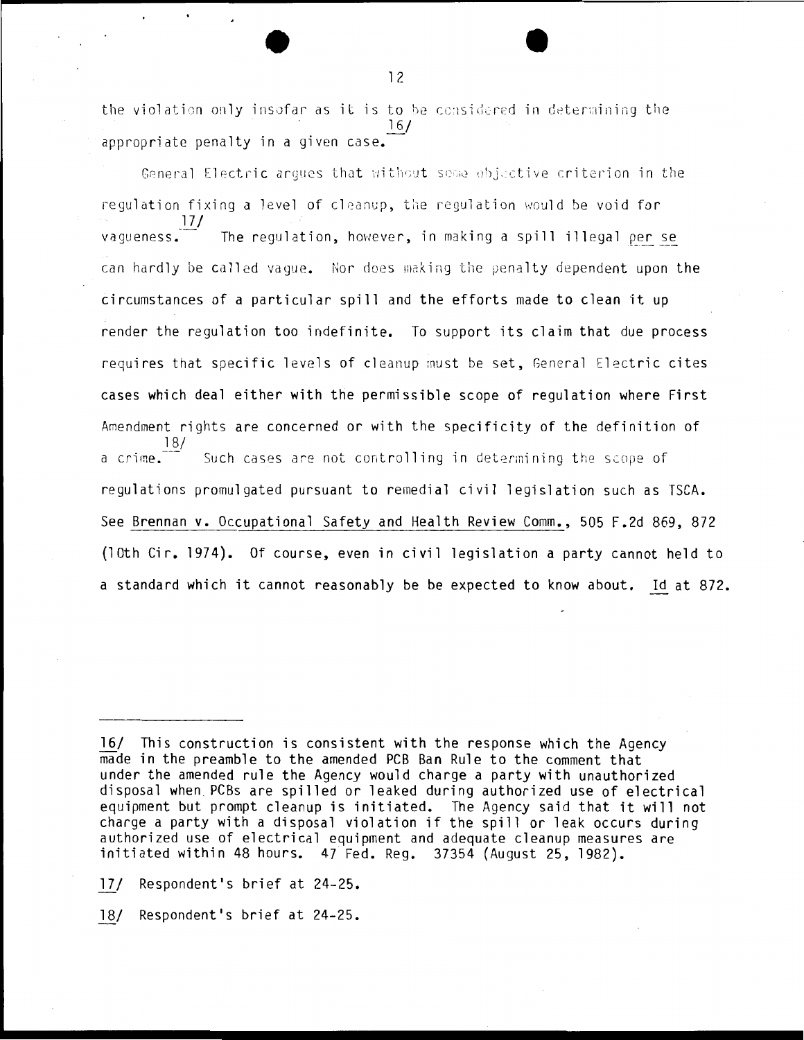the violation only insofar as it is to be considered in determining the appropriate penalty in a given case.[16/]

General Electric argues that without some objective criterion in the regulation fixing a level of cleanup, the regulation would be void for vagueness.[17/] The regulation, however, in making a spill illegal *per se* can hardly be called vague. Nor does making the penalty dependent upon the circumstances of a particular spill and the efforts made to clean it up render the regulation too indefinite. To support its claim that due process requires that specific levels of cleanup must be set, General Electric cites cases which deal either with the permissible scope of regulation where First Amendment rights are concerned or with the specificity of the definition of a crime.[18/] Such cases are not controlling in determining the scope of regulations promulgated pursuant to remedial civil legislation such as TSCA. See Brennan v. Occupational Safety and Health Review Comm., 505 F.2d 869, 872 (10th Cir. 1974). Of course, even in civil legislation a party cannot held to a standard which it cannot reasonably be be expected to know about. Id at 872.

---

16/ This construction is consistent with the response which the Agency made in the preamble to the amended PCB Ban Rule to the comment that under the amended rule the Agency would charge a party with unauthorized disposal when PCBs are spilled or leaked during authorized use of electrical equipment but prompt cleanup is initiated. The Agency said that it will not charge a party with a disposal violation if the spill or leak occurs during authorized use of electrical equipment and adequate cleanup measures are initiated within 48 hours. 47 Fed. Reg. 37354 (August 25, 1982).

17/ Respondent's brief at 24-25.

18/ Respondent's brief at 24-25.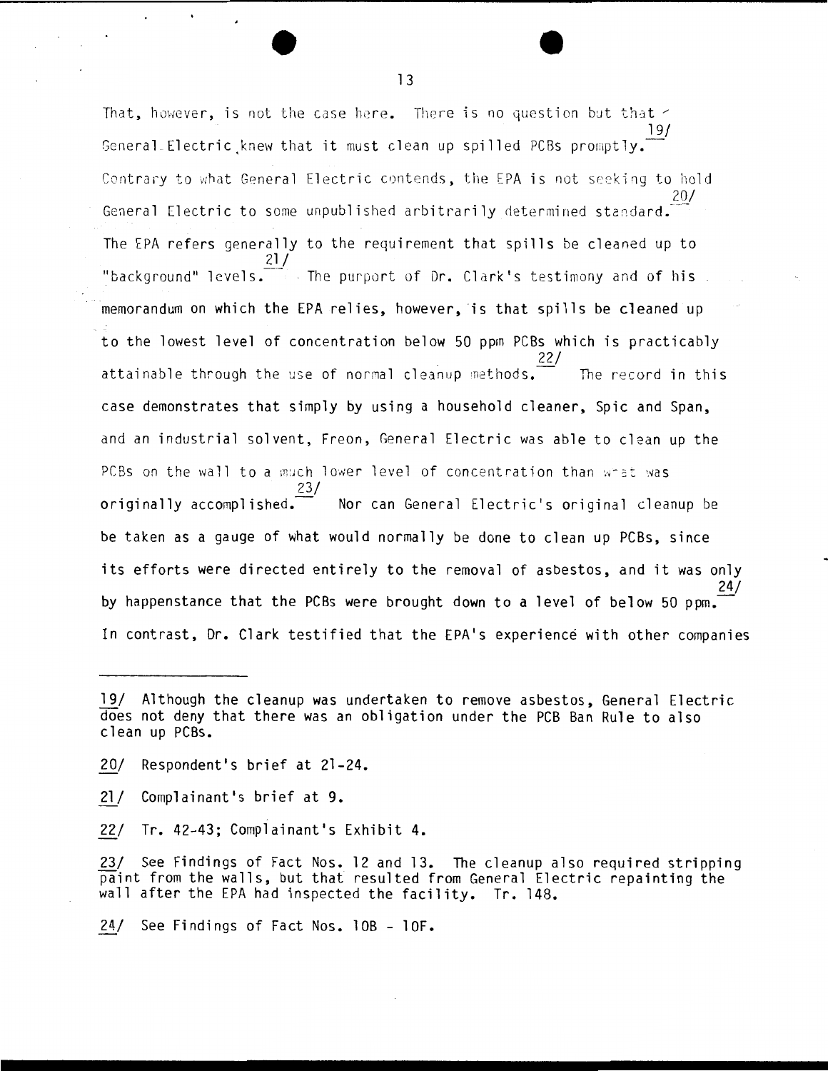That, however, is not the case here. There is no question but that General Electric knew that it must clean up spilled PCBs promptly.[19/] Contrary to what General Electric contends, the EPA is not seeking to hold General Electric to some unpublished arbitrarily determined standard.[20/] The EPA refers generally to the requirement that spills be cleaned up to "background" levels.[21/] The purport of Dr. Clark's testimony and of his memorandum on which the EPA relies, however, is that spills be cleaned up to the lowest level of concentration below 50 ppm PCBs which is practicably attainable through the use of normal cleanup methods.[22/] The record in this case demonstrates that simply by using a household cleaner, Spic and Span, and an industrial solvent, Freon, General Electric was able to clean up the PCBs on the wall to a much lower level of concentration than what was originally accomplished.[23/] Nor can General Electric's original cleanup be be taken as a gauge of what would normally be done to clean up PCBs, since its efforts were directed entirely to the removal of asbestos, and it was only by happenstance that the PCBs were brought down to a level of below 50 ppm.[24/] In contrast, Dr. Clark testified that the EPA's experience with other companies

---

19/ Although the cleanup was undertaken to remove asbestos, General Electric does not deny that there was an obligation under the PCB Ban Rule to also clean up PCBs.

20/ Respondent's brief at 21-24.

21/ Complainant's brief at 9.

22/ Tr. 42-43; Complainant's Exhibit 4.

23/ See Findings of Fact Nos. 12 and 13. The cleanup also required stripping paint from the walls, but that resulted from General Electric repainting the wall after the EPA had inspected the facility. Tr. 148.

24/ See Findings of Fact Nos. 10B - 10F.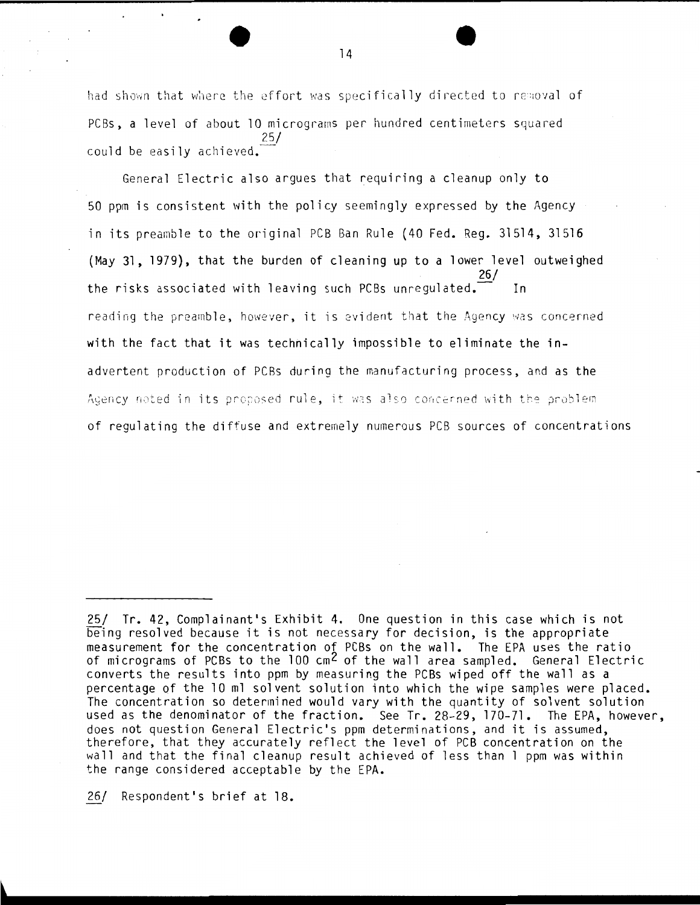had shown that where the effort was specifically directed to removal of PCBs, a level of about 10 micrograms per hundred centimeters squared could be easily achieved.[25/]

General Electric also argues that requiring a cleanup only to 50 ppm is consistent with the policy seemingly expressed by the Agency in its preamble to the original PCB Ban Rule (40 Fed. Reg. 31514, 31516 (May 31, 1979), that the burden of cleaning up to a lower level outweighed the risks associated with leaving such PCBs unregulated.[26/] In reading the preamble, however, it is evident that the Agency was concerned with the fact that it was technically impossible to eliminate the inadvertent production of PCBs during the manufacturing process, and as the Agency noted in its proposed rule, it was also concerned with the problem of regulating the diffuse and extremely numerous PCB sources of concentrations

---

25/ Tr. 42, Complainant's Exhibit 4. One question in this case which is not being resolved because it is not necessary for decision, is the appropriate measurement for the concentration of PCBs on the wall. The EPA uses the ratio of micrograms of PCBs to the 100 $cm^2$ of the wall area sampled. General Electric converts the results into ppm by measuring the PCBs wiped off the wall as a percentage of the 10 ml solvent solution into which the wipe samples were placed. The concentration so determined would vary with the quantity of solvent solution used as the denominator of the fraction. See Tr. 28-29, 170-71. The EPA, however, does not question General Electric's ppm determinations, and it is assumed, therefore, that they accurately reflect the level of PCB concentration on the wall and that the final cleanup result achieved of less than 1 ppm was within the range considered acceptable by the EPA.

26/ Respondent's brief at 18.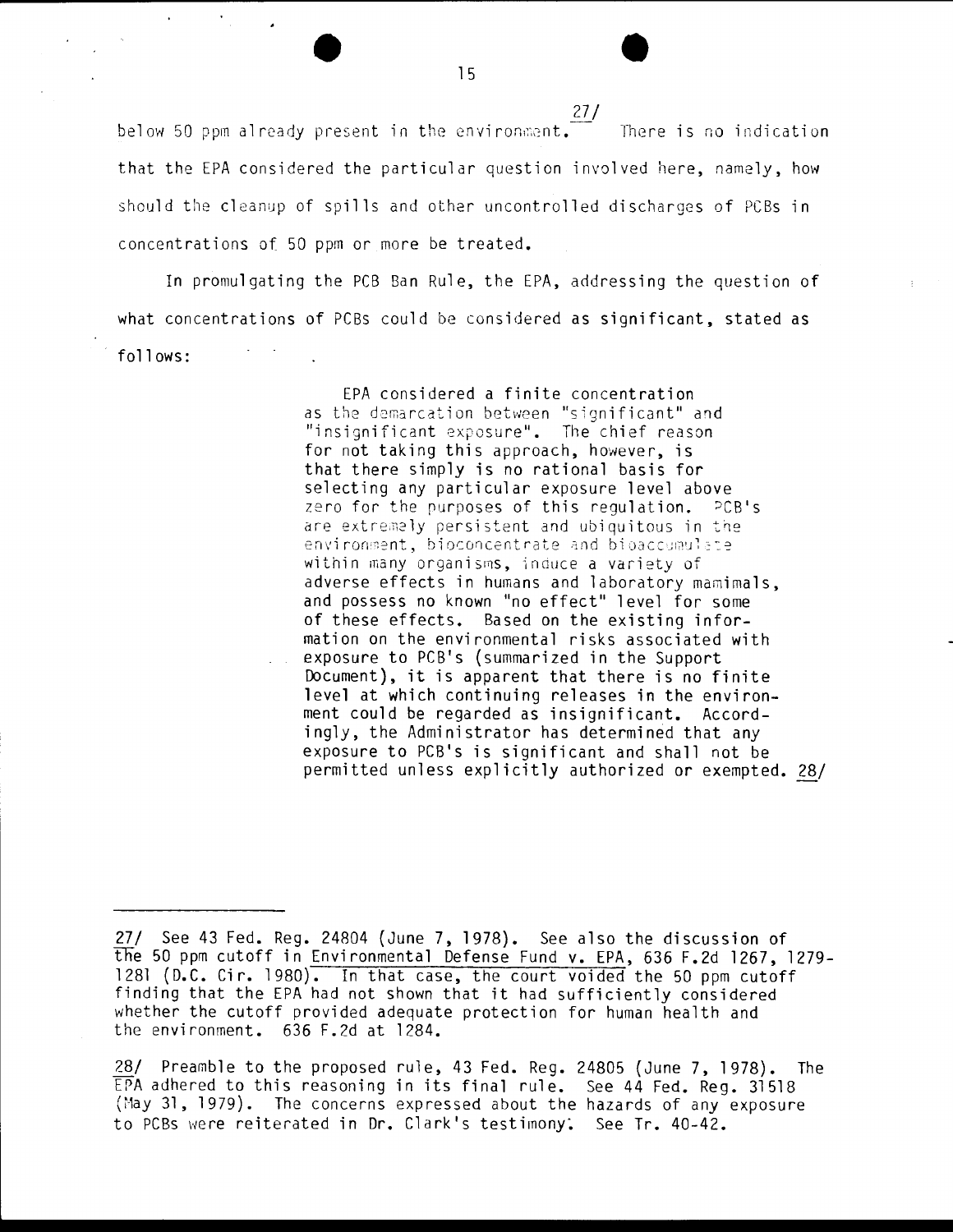below 50 ppm already present in the environment.[27] There is no indication that the EPA considered the particular question involved here, namely, how should the cleanup of spills and other uncontrolled discharges of PCBs in concentrations of 50 ppm or more be treated.

In promulgating the PCB Ban Rule, the EPA, addressing the question of what concentrations of PCBs could be considered as significant, stated as follows:

> EPA considered a finite concentration as the demarcation between "significant" and "insignificant exposure". The chief reason for not taking this approach, however, is that there simply is no rational basis for selecting any particular exposure level above zero for the purposes of this regulation. PCB's are extremely persistent and ubiquitous in the environment, bioconcentrate and bioaccumulate within many organisms, induce a variety of adverse effects in humans and laboratory mammals, and possess no known "no effect" level for some of these effects. Based on the existing information on the environmental risks associated with exposure to PCB's (summarized in the Support Document), it is apparent that there is no finite level at which continuing releases in the environment could be regarded as insignificant. Accordingly, the Administrator has determined that any exposure to PCB's is significant and shall not be permitted unless explicitly authorized or exempted.[28]

---

27/ See 43 Fed. Reg. 24804 (June 7, 1978). See also the discussion of the 50 ppm cutoff in Environmental Defense Fund v. EPA, 636 F.2d 1267, 1279-1281 (D.C. Cir. 1980). In that case, the court voided the 50 ppm cutoff finding that the EPA had not shown that it had sufficiently considered whether the cutoff provided adequate protection for human health and the environment. 636 F.2d at 1284.

28/ Preamble to the proposed rule, 43 Fed. Reg. 24805 (June 7, 1978). The EPA adhered to this reasoning in its final rule. See 44 Fed. Reg. 31518 (May 31, 1979). The concerns expressed about the hazards of any exposure to PCBs were reiterated in Dr. Clark's testimony. See Tr. 40-42.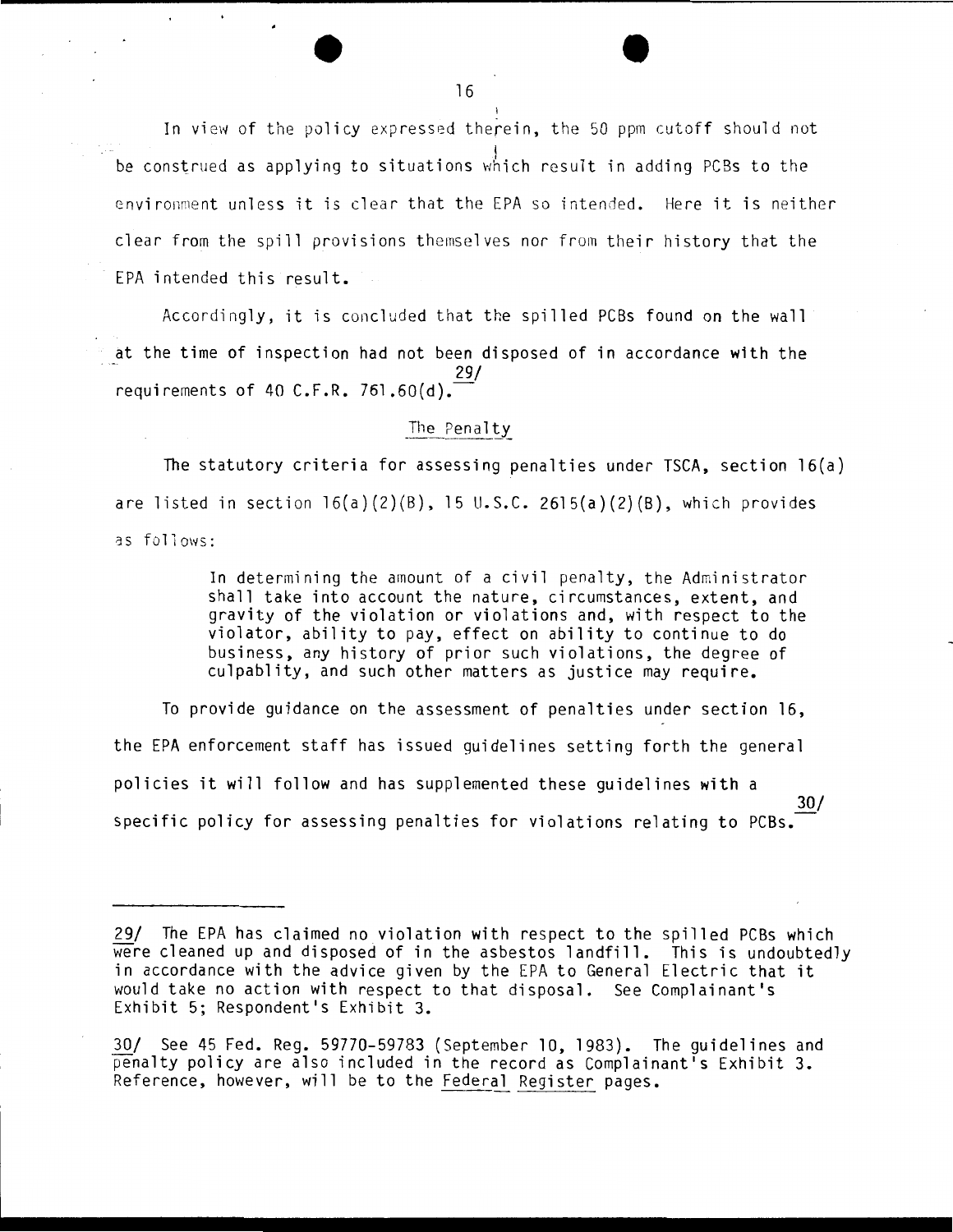In view of the policy expressed therein, the 50 ppm cutoff should not be construed as applying to situations which result in adding PCBs to the environment unless it is clear that the EPA so intended. Here it is neither clear from the spill provisions themselves nor from their history that the EPA intended this result.

Accordingly, it is concluded that the spilled PCBs found on the wall at the time of inspection had not been disposed of in accordance with the requirements of 40 C.F.R. 761.60(d).[29/]

## The Penalty

The statutory criteria for assessing penalties under TSCA, section 16(a) are listed in section 16(a)(2)(B), 15 U.S.C. 2615(a)(2)(B), which provides as follows:

> In determining the amount of a civil penalty, the Administrator shall take into account the nature, circumstances, extent, and gravity of the violation or violations and, with respect to the violator, ability to pay, effect on ability to continue to do business, any history of prior such violations, the degree of culpablity, and such other matters as justice may require.

To provide guidance on the assessment of penalties under section 16, the EPA enforcement staff has issued guidelines setting forth the general policies it will follow and has supplemented these guidelines with a specific policy for assessing penalties for violations relating to PCBs.[30/]

---

29/ The EPA has claimed no violation with respect to the spilled PCBs which were cleaned up and disposed of in the asbestos landfill. This is undoubtedly in accordance with the advice given by the EPA to General Electric that it would take no action with respect to that disposal. See Complainant's Exhibit 5; Respondent's Exhibit 3.

30/ See 45 Fed. Reg. 59770-59783 (September 10, 1983). The guidelines and penalty policy are also included in the record as Complainant's Exhibit 3. Reference, however, will be to the Federal Register pages.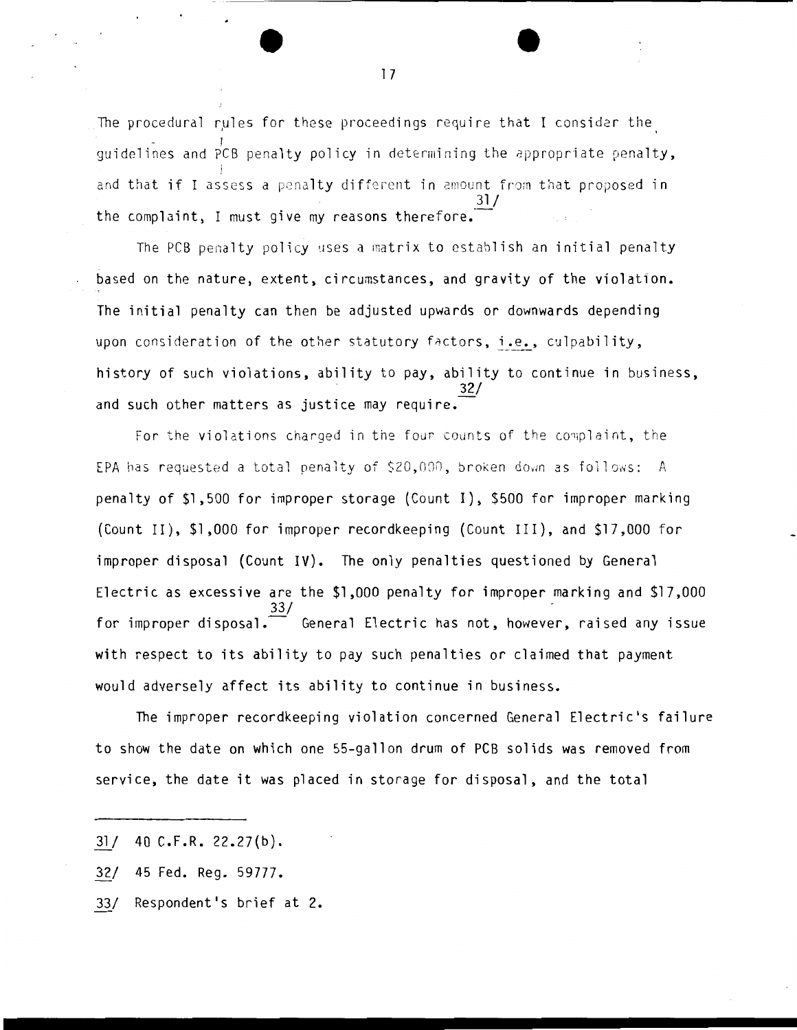The procedural rules for these proceedings require that I consider the guidelines and PCB penalty policy in determining the appropriate penalty, and that if I assess a penalty different in amount from that proposed in the complaint, I must give my reasons therefore.[31]

The PCB penalty policy uses a matrix to establish an initial penalty based on the nature, extent, circumstances, and gravity of the violation. The initial penalty can then be adjusted upwards or downwards depending upon consideration of the other statutory factors, i.e., culpability, history of such violations, ability to pay, ability to continue in business, and such other matters as justice may require.[32]

For the violations charged in the four counts of the complaint, the EPA has requested a total penalty of $20,000, broken down as follows: A penalty of $1,500 for improper storage (Count I), $500 for improper marking (Count II), $1,000 for improper recordkeeping (Count III), and $17,000 for improper disposal (Count IV). The only penalties questioned by General Electric as excessive are the $1,000 penalty for improper marking and $17,000 for improper disposal.[33] General Electric has not, however, raised any issue with respect to its ability to pay such penalties or claimed that payment would adversely affect its ability to continue in business.

The improper recordkeeping violation concerned General Electric's failure to show the date on which one 55-gallon drum of PCB solids was removed from service, the date it was placed in storage for disposal, and the total

---

31/ 40 C.F.R. 22.27(b).

32/ 45 Fed. Reg. 59777.

33/ Respondent's brief at 2.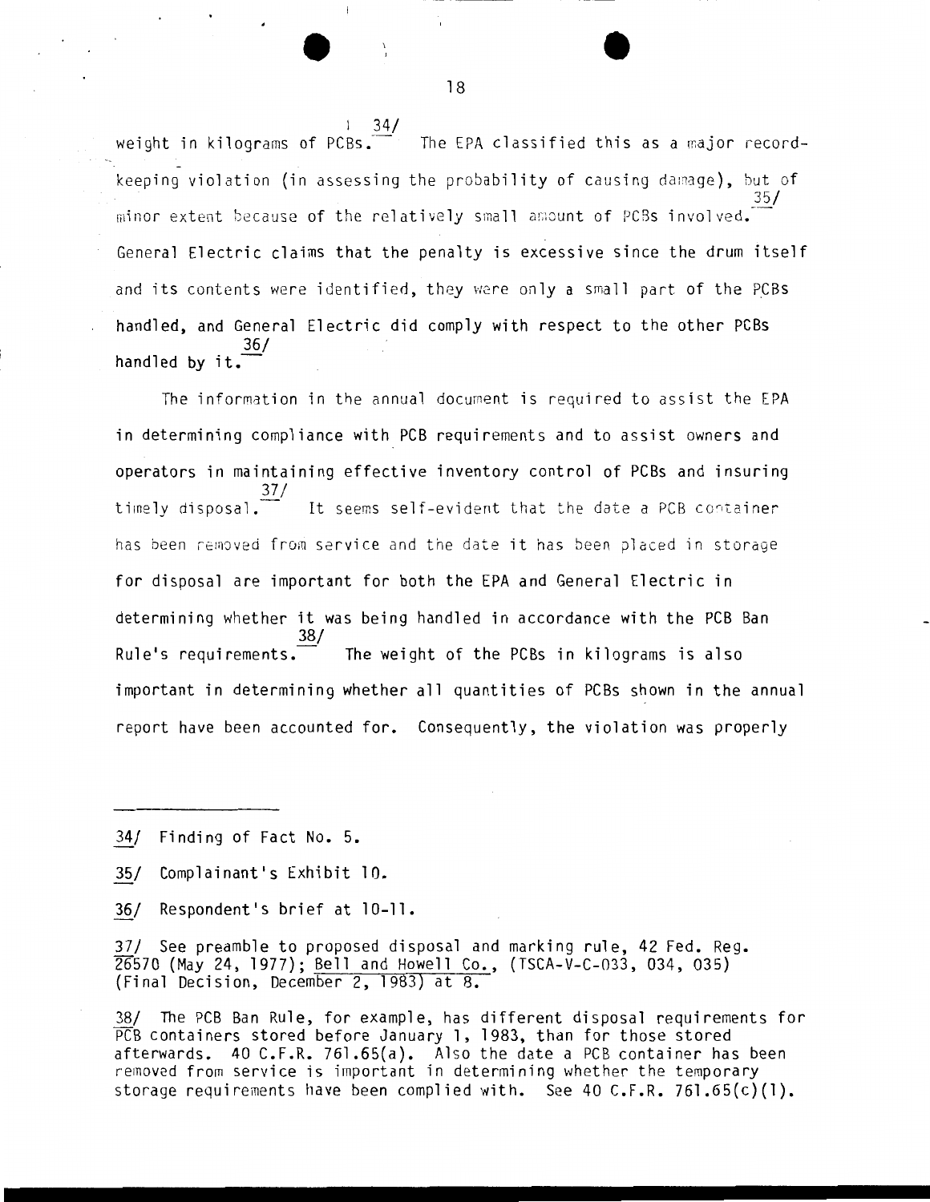weight in kilograms of PCBs.[34] The EPA classified this as a major recordkeeping violation (in assessing the probability of causing damage), but of minor extent because of the relatively small amount of PCBs involved.[35] General Electric claims that the penalty is excessive since the drum itself and its contents were identified, they were only a small part of the PCBs handled, and General Electric did comply with respect to the other PCBs handled by it.[36]

The information in the annual document is required to assist the EPA in determining compliance with PCB requirements and to assist owners and operators in maintaining effective inventory control of PCBs and insuring timely disposal.[37] It seems self-evident that the date a PCB container has been removed from service and the date it has been placed in storage for disposal are important for both the EPA and General Electric in determining whether it was being handled in accordance with the PCB Ban Rule's requirements.[38] The weight of the PCBs in kilograms is also important in determining whether all quantities of PCBs shown in the annual report have been accounted for. Consequently, the violation was properly

---

34/ Finding of Fact No. 5.

35/ Complainant's Exhibit 10.

36/ Respondent's brief at 10-11.

37/ See preamble to proposed disposal and marking rule, 42 Fed. Reg. 26570 (May 24, 1977); Bell and Howell Co., (TSCA-V-C-033, 034, 035) (Final Decision, December 2, 1983) at 8.

38/ The PCB Ban Rule, for example, has different disposal requirements for PCB containers stored before January 1, 1983, than for those stored afterwards. 40 C.F.R. 761.65(a). Also the date a PCB container has been removed from service is important in determining whether the temporary storage requirements have been complied with. See 40 C.F.R. 761.65(c)(1).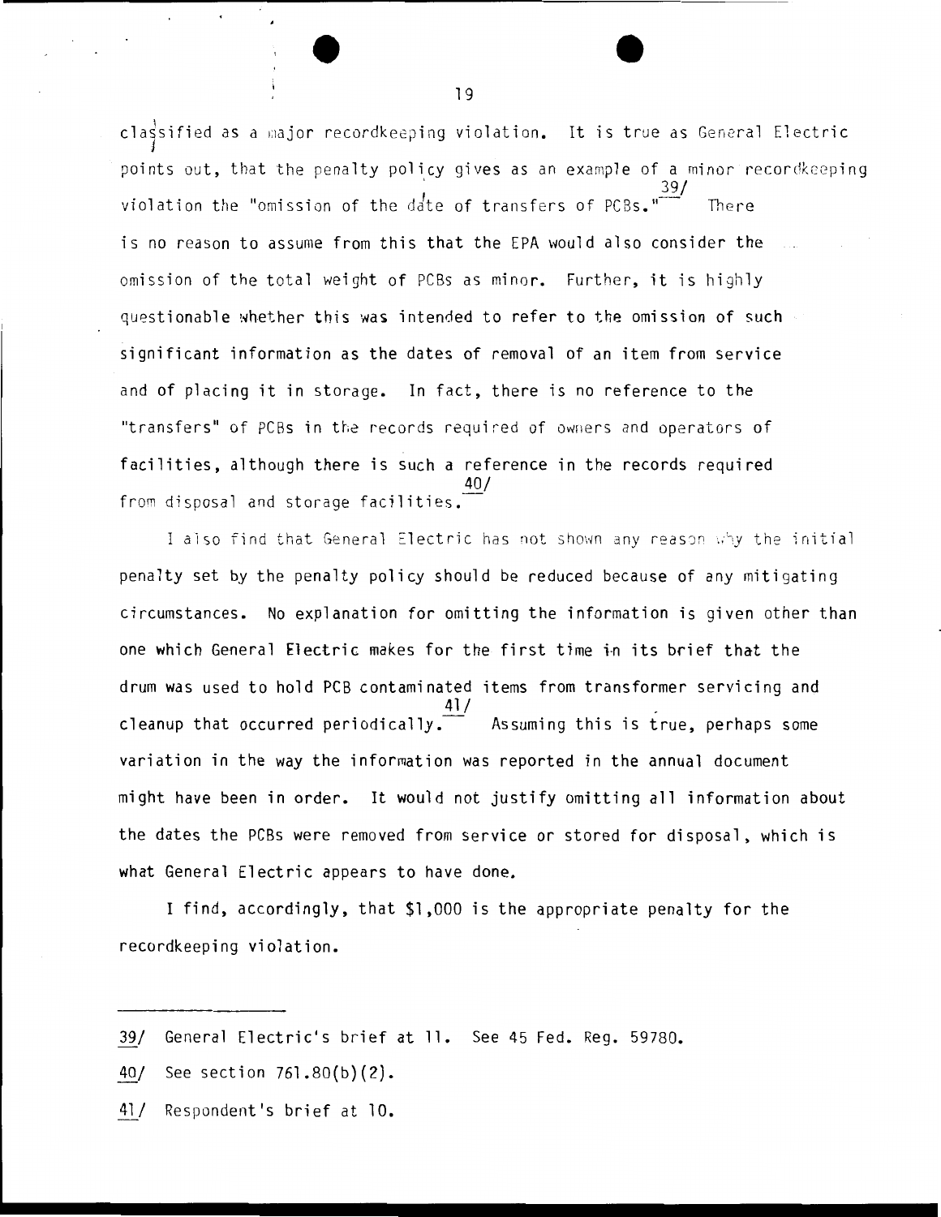classified as a major recordkeeping violation. It is true as General Electric points out, that the penalty policy gives as an example of a minor recordkeeping violation the "omission of the date of transfers of PCBs."[39/] There is no reason to assume from this that the EPA would also consider the omission of the total weight of PCBs as minor. Further, it is highly questionable whether this was intended to refer to the omission of such significant information as the dates of removal of an item from service and of placing it in storage. In fact, there is no reference to the "transfers" of PCBs in the records required of owners and operators of facilities, although there is such a reference in the records required from disposal and storage facilities.[40/]

I also find that General Electric has not shown any reason why the initial penalty set by the penalty policy should be reduced because of any mitigating circumstances. No explanation for omitting the information is given other than one which General Electric makes for the first time in its brief that the drum was used to hold PCB contaminated items from transformer servicing and cleanup that occurred periodically.[41/] Assuming this is true, perhaps some variation in the way the information was reported in the annual document might have been in order. It would not justify omitting all information about the dates the PCBs were removed from service or stored for disposal, which is what General Electric appears to have done.

I find, accordingly, that $1,000 is the appropriate penalty for the recordkeeping violation.

---

39/ General Electric's brief at 11. See 45 Fed. Reg. 59780.

40/ See section 761.80(b)(2).

41/ Respondent's brief at 10.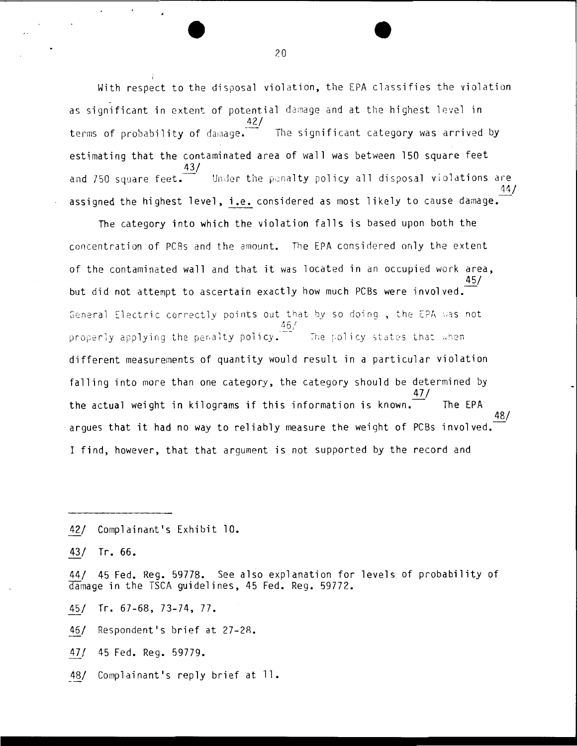With respect to the disposal violation, the EPA classifies the violation as significant in extent of potential damage and at the highest level in terms of probability of damage.[42] The significant category was arrived by estimating that the contaminated area of wall was between 150 square feet and 750 square feet.[43] Under the penalty policy all disposal violations are assigned the highest level, i.e. considered as most likely to cause damage.[44]

The category into which the violation falls is based upon both the concentration of PCBs and the amount. The EPA considered only the extent of the contaminated wall and that it was located in an occupied work area, but did not attempt to ascertain exactly how much PCBs were involved.[45] General Electric correctly points out that by so doing, the EPA was not properly applying the penalty policy.[46] The policy states that when different measurements of quantity would result in a particular violation falling into more than one category, the category should be determined by the actual weight in kilograms if this information is known.[47] The EPA argues that it had no way to reliably measure the weight of PCBs involved.[48] I find, however, that that argument is not supported by the record and

---

[42] Complainant's Exhibit 10.

[43] Tr. 66.

[44] 45 Fed. Reg. 59778. See also explanation for levels of probability of damage in the TSCA guidelines, 45 Fed. Reg. 59772.

[45] Tr. 67-68, 73-74, 77.

[46] Respondent's brief at 27-28.

[47] 45 Fed. Reg. 59779.

[48] Complainant's reply brief at 11.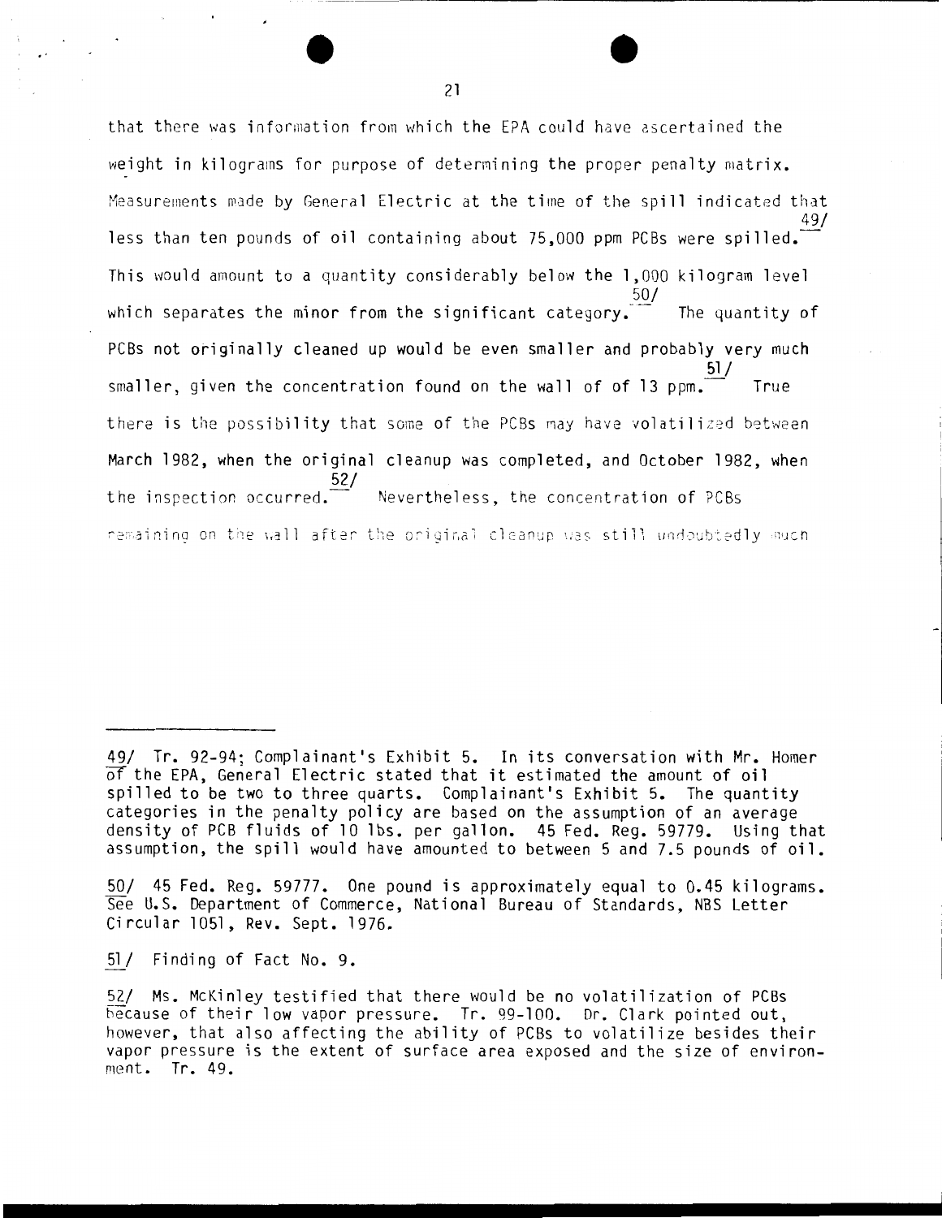that there was information from which the EPA could have ascertained the weight in kilograms for purpose of determining the proper penalty matrix. Measurements made by General Electric at the time of the spill indicated that less than ten pounds of oil containing about 75,000 ppm PCBs were spilled.[49/] This would amount to a quantity considerably below the 1,000 kilogram level which separates the minor from the significant category.[50/] The quantity of PCBs not originally cleaned up would be even smaller and probably very much smaller, given the concentration found on the wall of of 13 ppm.[51/] True there is the possibility that some of the PCBs may have volatilized between March 1982, when the original cleanup was completed, and October 1982, when the inspection occurred.[52/] Nevertheless, the concentration of PCBs remaining on the wall after the original cleanup was still undoubtedly much

---

49/ Tr. 92-94; Complainant's Exhibit 5. In its conversation with Mr. Homer of the EPA, General Electric stated that it estimated the amount of oil spilled to be two to three quarts. Complainant's Exhibit 5. The quantity categories in the penalty policy are based on the assumption of an average density of PCB fluids of 10 lbs. per gallon. 45 Fed. Reg. 59779. Using that assumption, the spill would have amounted to between 5 and 7.5 pounds of oil.

50/ 45 Fed. Reg. 59777. One pound is approximately equal to 0.45 kilograms. See U.S. Department of Commerce, National Bureau of Standards, NBS Letter Circular 1051, Rev. Sept. 1976.

51/ Finding of Fact No. 9.

52/ Ms. McKinley testified that there would be no volatilization of PCBs because of their low vapor pressure. Tr. 99-100. Dr. Clark pointed out, however, that also affecting the ability of PCBs to volatilize besides their vapor pressure is the extent of surface area exposed and the size of environment. Tr. 49.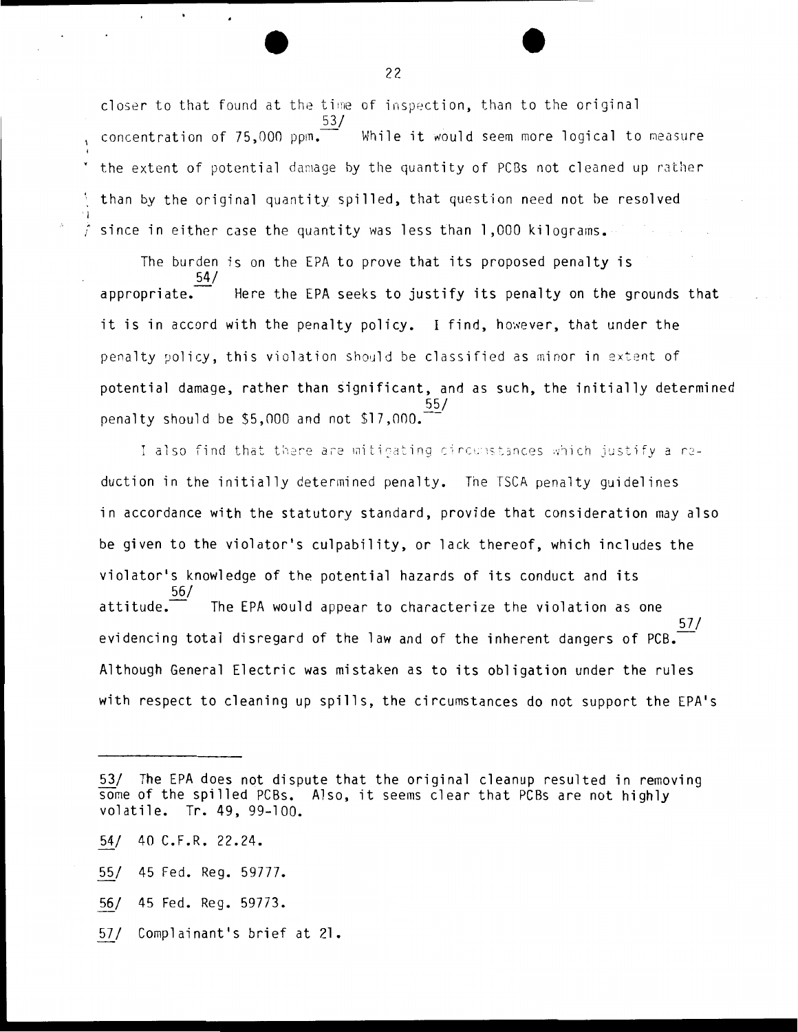closer to that found at the time of inspection, than to the original concentration of 75,000 ppm.[53/] While it would seem more logical to measure the extent of potential damage by the quantity of PCBs not cleaned up rather than by the original quantity spilled, that question need not be resolved since in either case the quantity was less than 1,000 kilograms.

The burden is on the EPA to prove that its proposed penalty is appropriate.[54/] Here the EPA seeks to justify its penalty on the grounds that it is in accord with the penalty policy. I find, however, that under the penalty policy, this violation should be classified as minor in extent of potential damage, rather than significant, and as such, the initially determined penalty should be $5,000 and not $17,000.[55/]

I also find that there are mitigating circumstances which justify a reduction in the initially determined penalty. The TSCA penalty guidelines in accordance with the statutory standard, provide that consideration may also be given to the violator's culpability, or lack thereof, which includes the violator's knowledge of the potential hazards of its conduct and its attitude.[56/] The EPA would appear to characterize the violation as one evidencing total disregard of the law and of the inherent dangers of PCB.[57/] Although General Electric was mistaken as to its obligation under the rules with respect to cleaning up spills, the circumstances do not support the EPA's

---

53/ The EPA does not dispute that the original cleanup resulted in removing some of the spilled PCBs. Also, it seems clear that PCBs are not highly volatile. Tr. 49, 99-100.

54/ 40 C.F.R. 22.24.

55/ 45 Fed. Reg. 59777.

56/ 45 Fed. Reg. 59773.

57/ Complainant's brief at 21.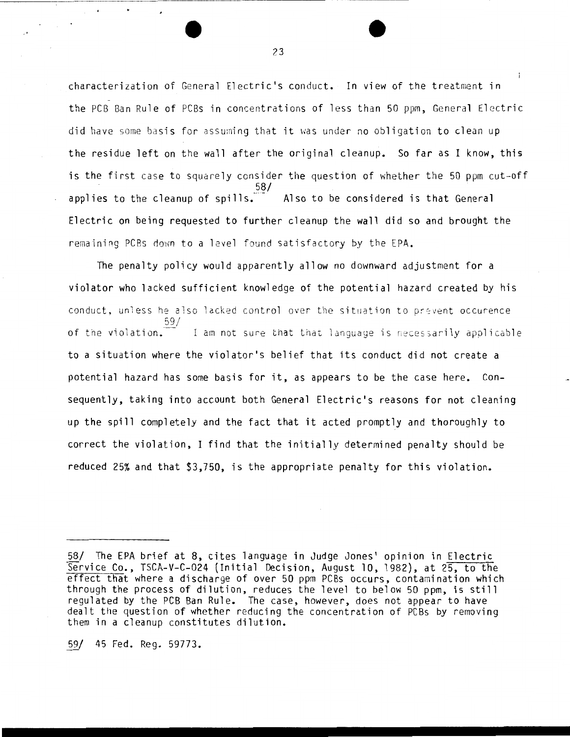characterization of General Electric's conduct. In view of the treatment in the PCB Ban Rule of PCBs in concentrations of less than 50 ppm, General Electric did have some basis for assuming that it was under no obligation to clean up the residue left on the wall after the original cleanup. So far as I know, this is the first case to squarely consider the question of whether the 50 ppm cut-off applies to the cleanup of spills.[58/] Also to be considered is that General Electric on being requested to further cleanup the wall did so and brought the remaining PCBs down to a level found satisfactory by the EPA.

The penalty policy would apparently allow no downward adjustment for a violator who lacked sufficient knowledge of the potential hazard created by his conduct, unless he also lacked control over the situation to prevent occurence of the violation.[59/] I am not sure that that language is necessarily applicable to a situation where the violator's belief that its conduct did not create a potential hazard has some basis for it, as appears to be the case here. Consequently, taking into account both General Electric's reasons for not cleaning up the spill completely and the fact that it acted promptly and thoroughly to correct the violation, I find that the initially determined penalty should be reduced 25% and that $3,750, is the appropriate penalty for this violation.

---

58/ The EPA brief at 8, cites language in Judge Jones' opinion in Electric Service Co., TSCA-V-C-024 (Initial Decision, August 10, 1982), at 25, to the effect that where a discharge of over 50 ppm PCBs occurs, contamination which through the process of dilution, reduces the level to below 50 ppm, is still regulated by the PCB Ban Rule. The case, however, does not appear to have dealt the question of whether reducing the concentration of PCBs by removing them in a cleanup constitutes dilution.

59/ 45 Fed. Reg. 59773.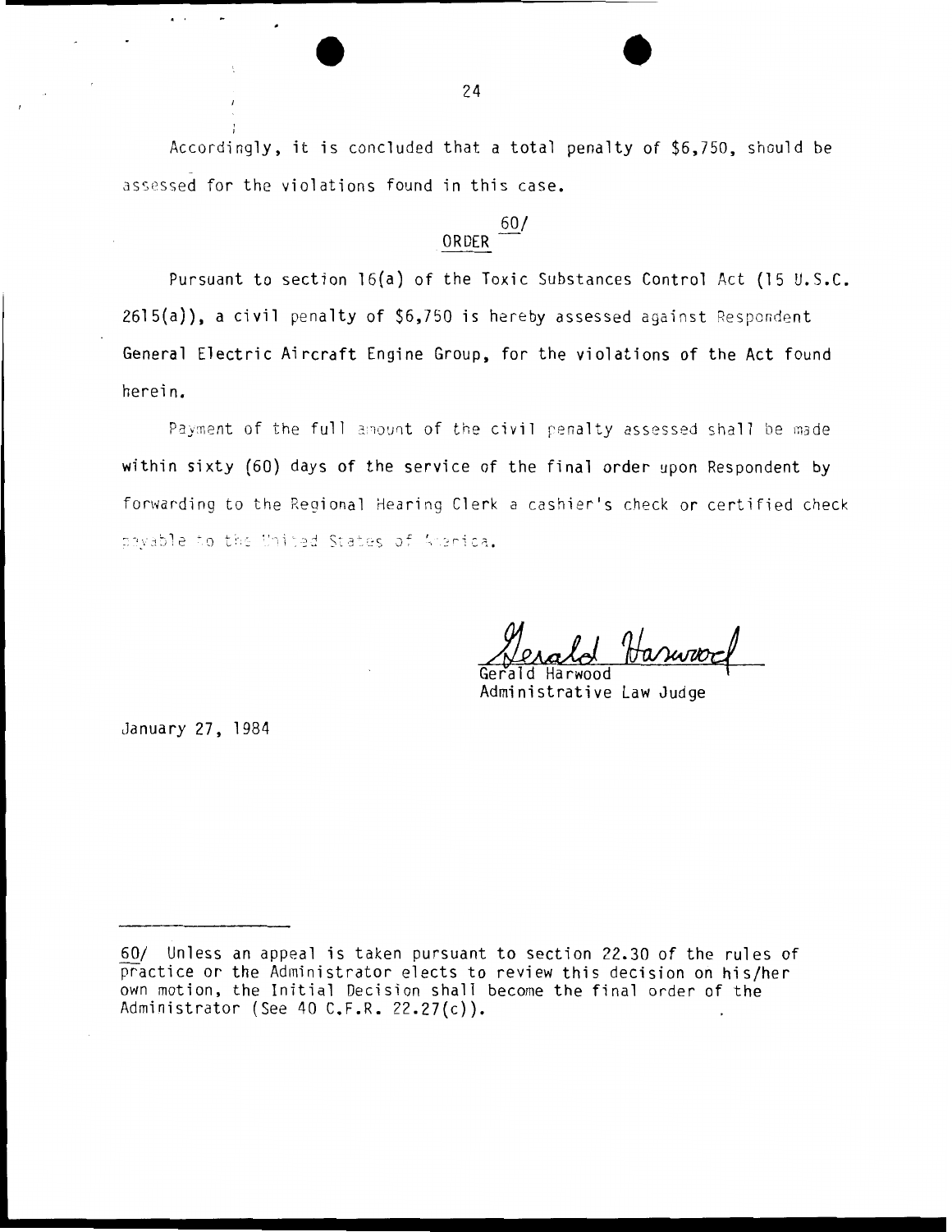Accordingly, it is concluded that a total penalty of $6,750, should be assessed for the violations found in this case.

## ORDER [60/]

Pursuant to section 16(a) of the Toxic Substances Control Act (15 U.S.C. 2615(a)), a civil penalty of $6,750 is hereby assessed against Respondent General Electric Aircraft Engine Group, for the violations of the Act found herein.

Payment of the full amount of the civil penalty assessed shall be made within sixty (60) days of the service of the final order upon Respondent by forwarding to the Regional Hearing Clerk a cashier's check or certified check payable to the United States of America.

Gerald Harwood
Gerald Harwood
Administrative Law Judge

January 27, 1984

---

60/ Unless an appeal is taken pursuant to section 22.30 of the rules of practice or the Administrator elects to review this decision on his/her own motion, the Initial Decision shall become the final order of the Administrator (See 40 C.F.R. 22.27(c)).